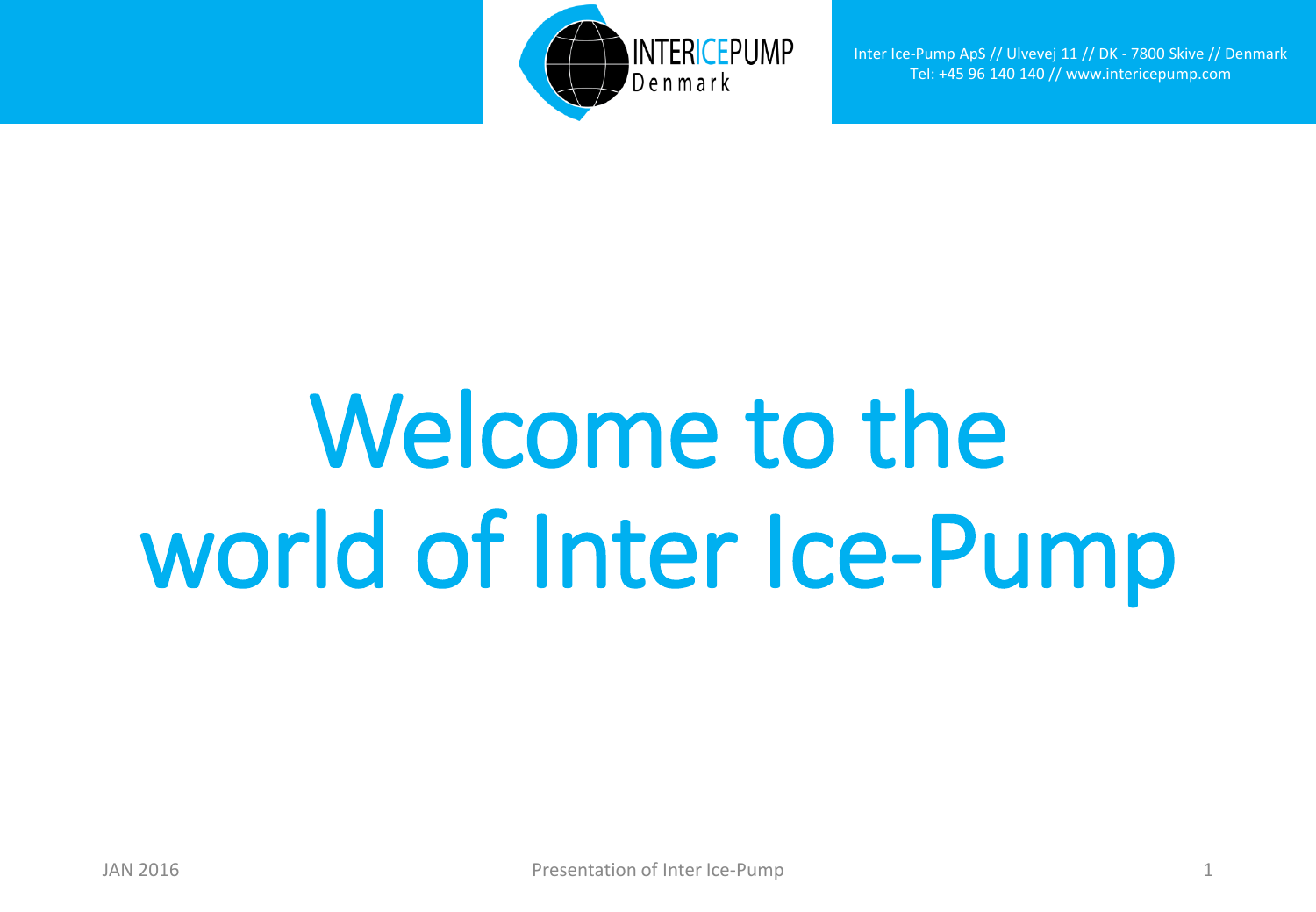Inter Ice-Pump ApS // Ulvevej 11 // DK - 7800 Skive // Denmark
Tel: +45 96 140 140 // www.intericepump.com

# Welcome to the world of Inter Ice-Pump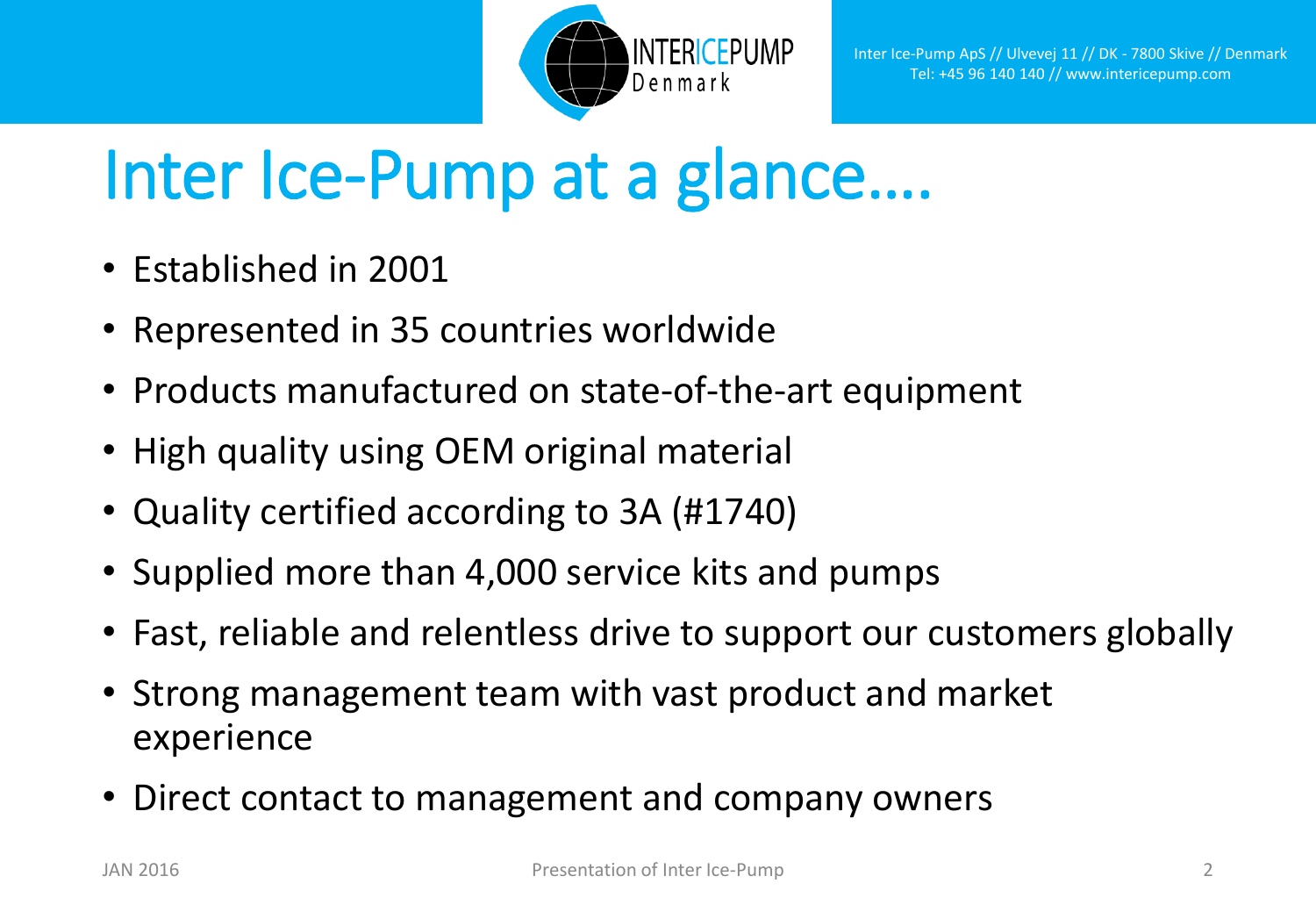# Inter Ice-Pump at a glance….

- Established in 2001
- Represented in 35 countries worldwide
- Products manufactured on state-of-the-art equipment
- High quality using OEM original material
- Quality certified according to 3A (#1740)
- Supplied more than 4,000 service kits and pumps
- Fast, reliable and relentless drive to support our customers globally
- Strong management team with vast product and market experience
- Direct contact to management and company owners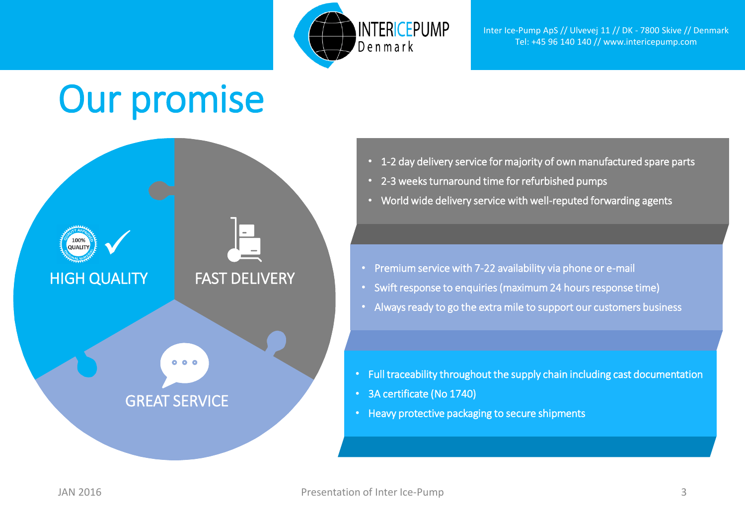# Our promise

**HIGH QUALITY**

**FAST DELIVERY**

**GREAT SERVICE**

- 1-2 day delivery service for majority of own manufactured spare parts
- 2-3 weeks turnaround time for refurbished pumps
- World wide delivery service with well-reputed forwarding agents

- Premium service with 7-22 availability via phone or e-mail
- Swift response to enquiries (maximum 24 hours response time)
- Always ready to go the extra mile to support our customers business

- Full traceability throughout the supply chain including cast documentation
- 3A certificate (No 1740)
- Heavy protective packaging to secure shipments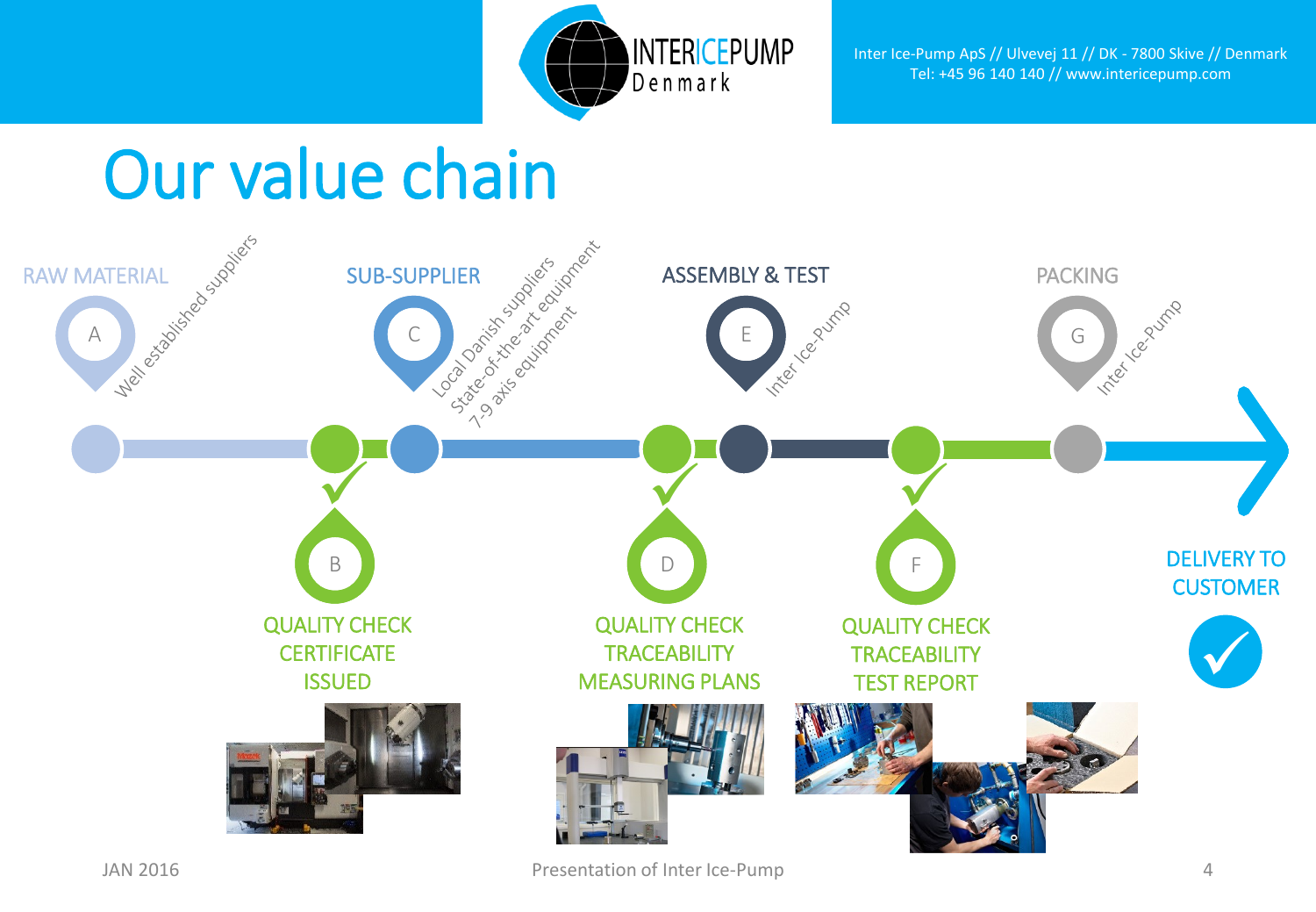# Our value chain

**RAW MATERIAL**

A — Well established suppliers

B — QUALITY CHECK
CERTIFICATE
ISSUED

**SUB-SUPPLIER**

C — Local Danish suppliers
State-of-the-art equipment
7-9 axis equipment

D — QUALITY CHECK
TRACEABILITY
MEASURING PLANS

**ASSEMBLY & TEST**

E — Inter Ice-Pump

F — QUALITY CHECK
TRACEABILITY
TEST REPORT

**PACKING**

G — Inter Ice-Pump

**DELIVERY TO CUSTOMER**

JAN 2016

Presentation of Inter Ice-Pump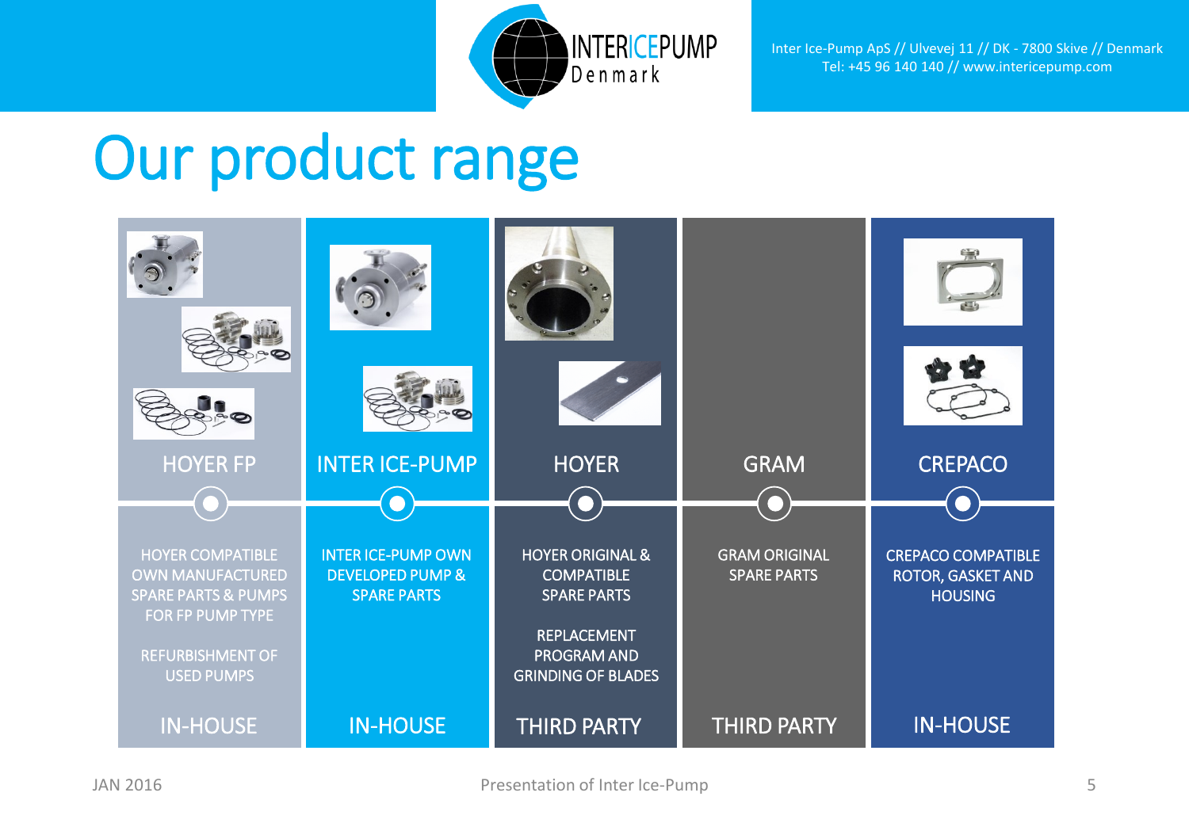# Our product range

| HOYER FP | INTER ICE-PUMP | HOYER | GRAM | CREPACO |
|---|---|---|---|---|
| HOYER COMPATIBLE OWN MANUFACTURED SPARE PARTS & PUMPS FOR FP PUMP TYPE<br><br>REFURBISHMENT OF USED PUMPS | INTER ICE-PUMP OWN DEVELOPED PUMP & SPARE PARTS | HOYER ORIGINAL & COMPATIBLE SPARE PARTS<br><br>REPLACEMENT PROGRAM AND GRINDING OF BLADES | GRAM ORIGINAL SPARE PARTS | CREPACO COMPATIBLE ROTOR, GASKET AND HOUSING |
| IN-HOUSE | IN-HOUSE | THIRD PARTY | THIRD PARTY | IN-HOUSE |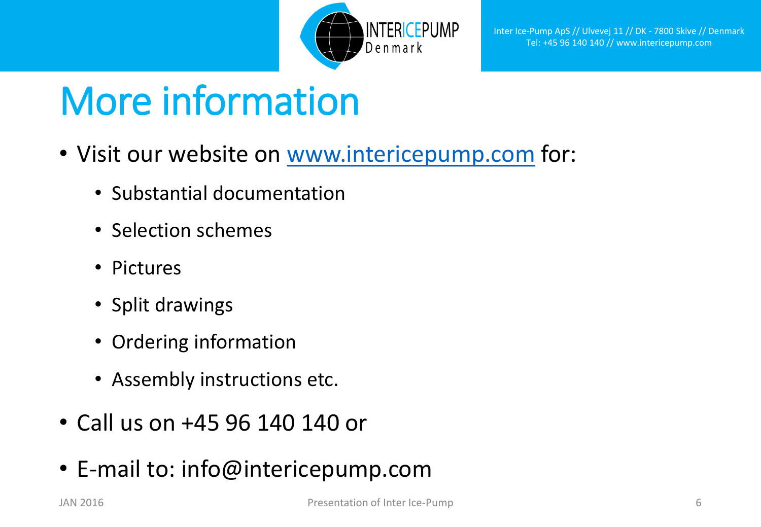# More information

- Visit our website on [www.intericepump.com](http://www.intericepump.com) for:
  - Substantial documentation
  - Selection schemes
  - Pictures
  - Split drawings
  - Ordering information
  - Assembly instructions etc.
- Call us on +45 96 140 140 or
- E-mail to: info@intericepump.com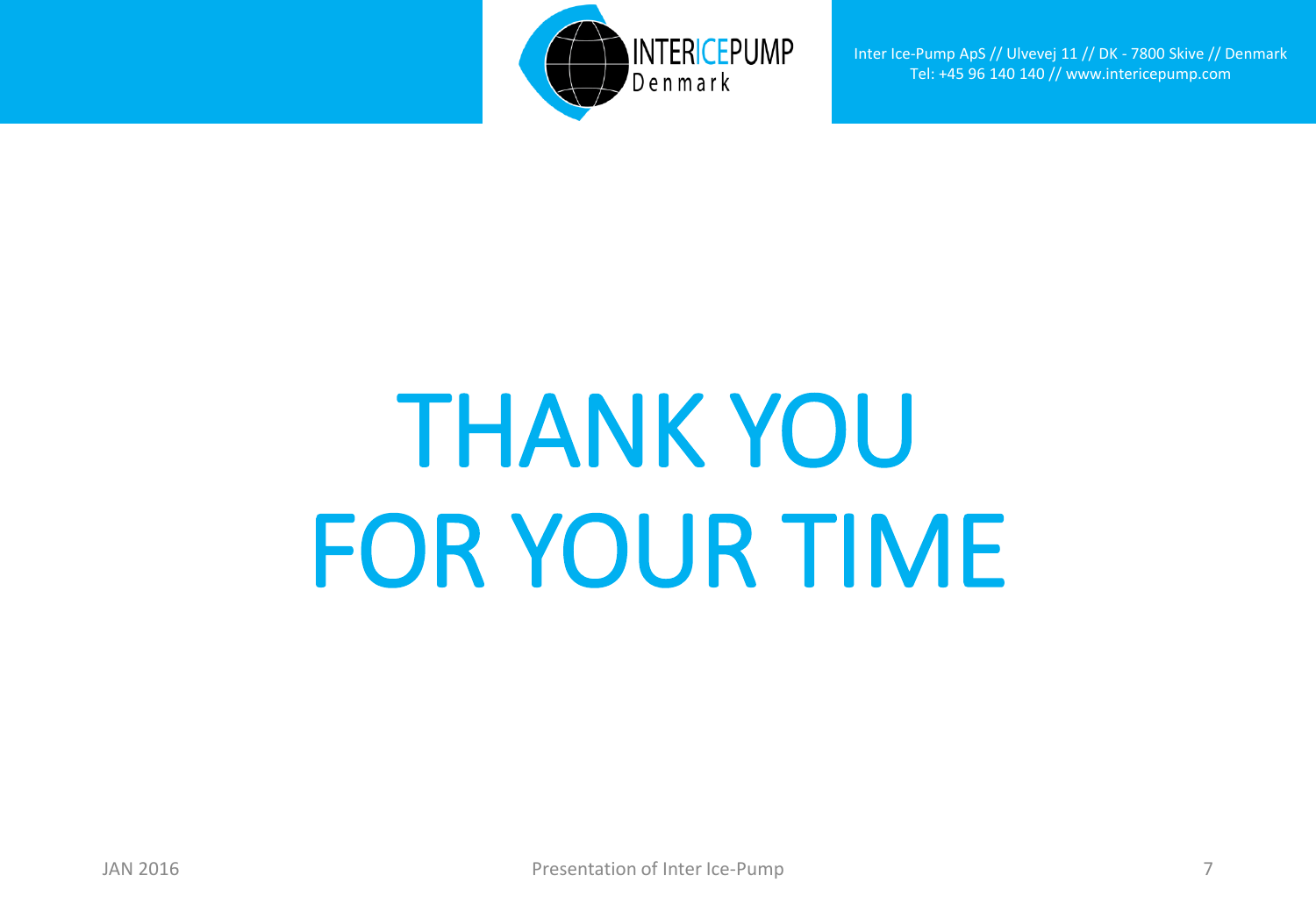# THANK YOU FOR YOUR TIME